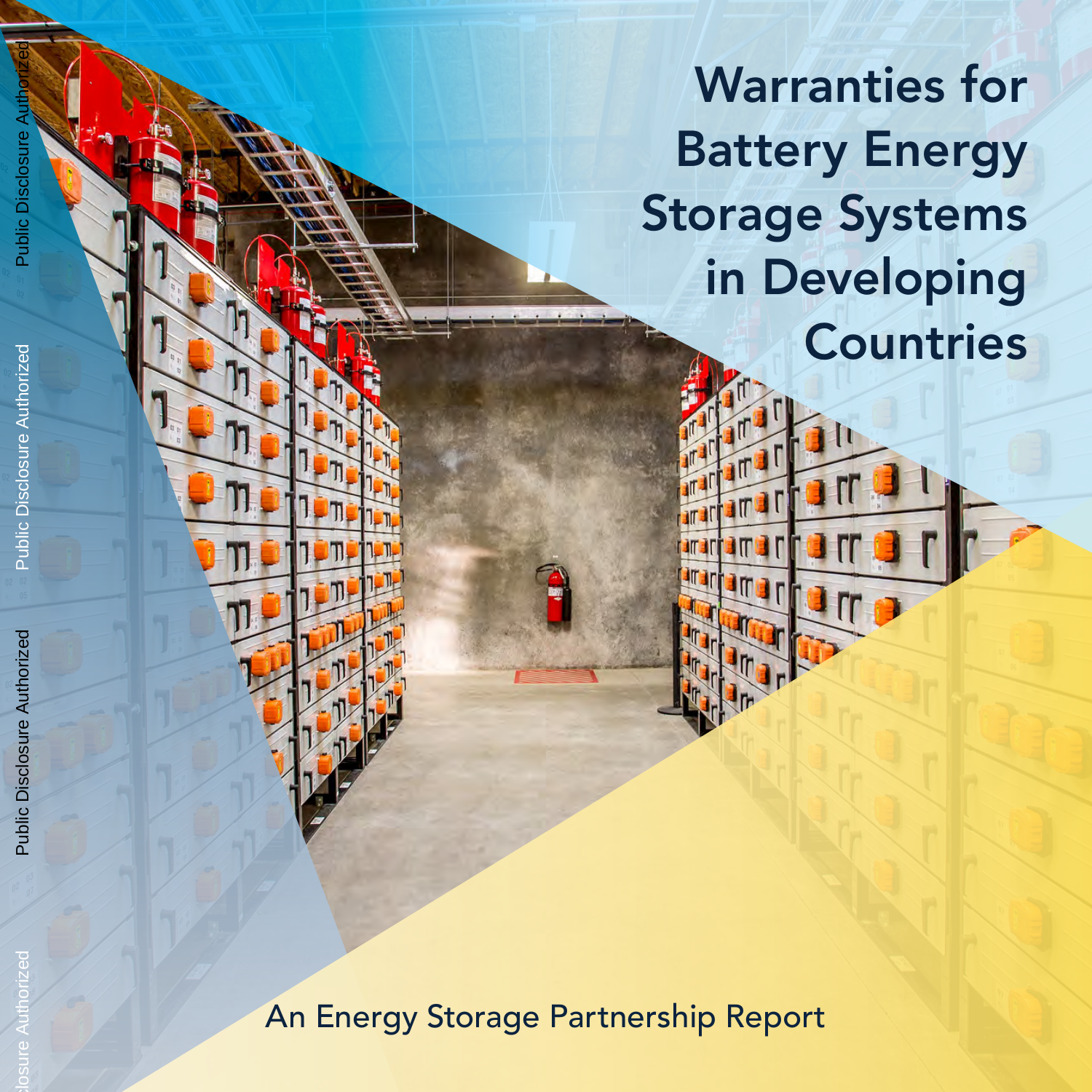# Warranties for Battery Energy Storage Systems in Developing Countries

An Energy Storage Partnership Report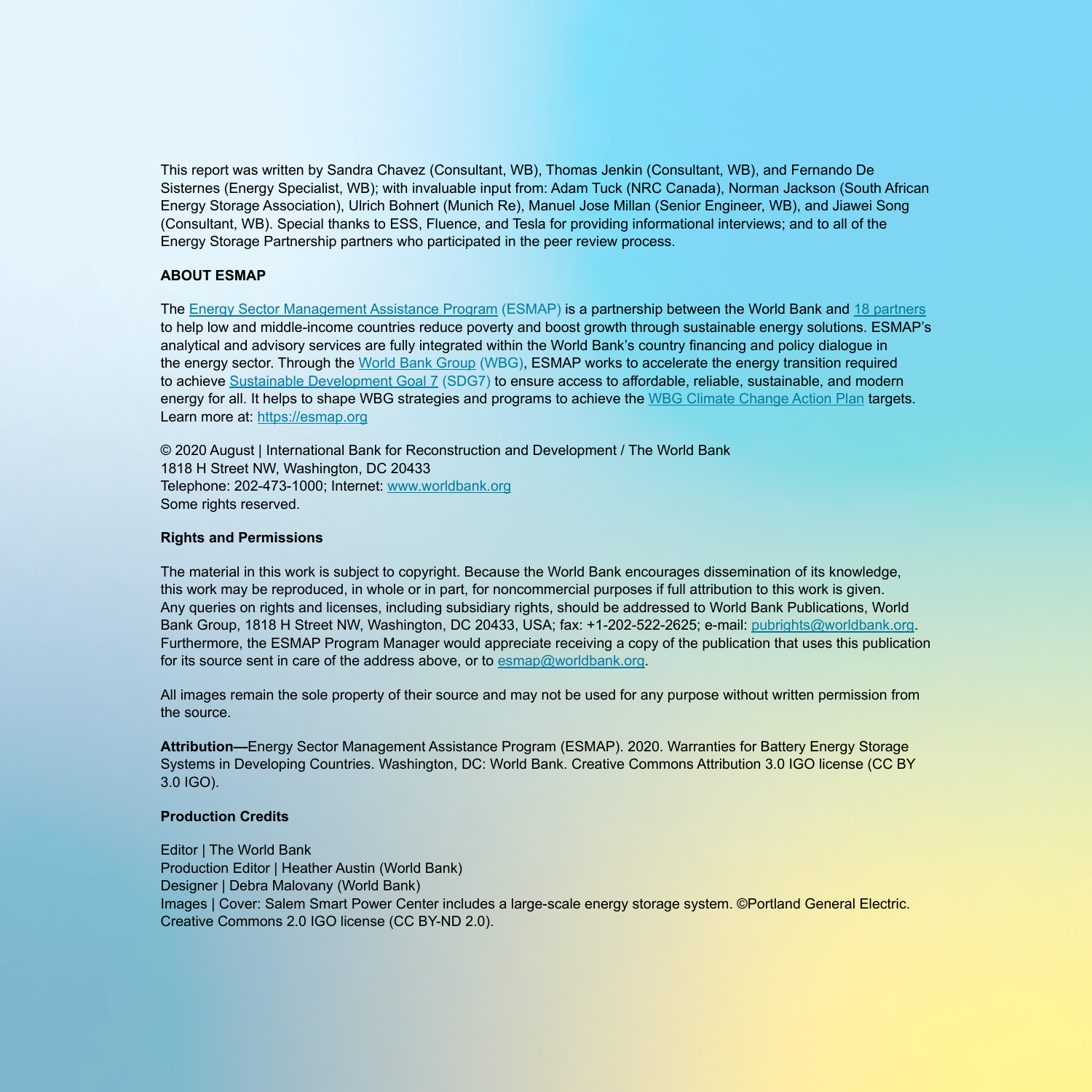This report was written by Sandra Chavez (Consultant, WB), Thomas Jenkin (Consultant, WB), and Fernando De Sisternes (Energy Specialist, WB); with invaluable input from: Adam Tuck (NRC Canada), Norman Jackson (South African Energy Storage Association), Ulrich Bohnert (Munich Re), Manuel Jose Millan (Senior Engineer, WB), and Jiawei Song (Consultant, WB). Special thanks to ESS, Fluence, and Tesla for providing informational interviews; and to all of the Energy Storage Partnership partners who participated in the peer review process.

**ABOUT ESMAP**

The Energy Sector Management Assistance Program (ESMAP) is a partnership between the World Bank and 18 partners to help low and middle-income countries reduce poverty and boost growth through sustainable energy solutions. ESMAP's analytical and advisory services are fully integrated within the World Bank's country financing and policy dialogue in the energy sector. Through the World Bank Group (WBG), ESMAP works to accelerate the energy transition required to achieve Sustainable Development Goal 7 (SDG7) to ensure access to affordable, reliable, sustainable, and modern energy for all. It helps to shape WBG strategies and programs to achieve the WBG Climate Change Action Plan targets. Learn more at: https://esmap.org

© 2020 August | International Bank for Reconstruction and Development / The World Bank
1818 H Street NW, Washington, DC 20433
Telephone: 202-473-1000; Internet: www.worldbank.org
Some rights reserved.

**Rights and Permissions**

The material in this work is subject to copyright. Because the World Bank encourages dissemination of its knowledge, this work may be reproduced, in whole or in part, for noncommercial purposes if full attribution to this work is given. Any queries on rights and licenses, including subsidiary rights, should be addressed to World Bank Publications, World Bank Group, 1818 H Street NW, Washington, DC 20433, USA; fax: +1-202-522-2625; e-mail: pubrights@worldbank.org. Furthermore, the ESMAP Program Manager would appreciate receiving a copy of the publication that uses this publication for its source sent in care of the address above, or to esmap@worldbank.org.

All images remain the sole property of their source and may not be used for any purpose without written permission from the source.

**Attribution—**Energy Sector Management Assistance Program (ESMAP). 2020. Warranties for Battery Energy Storage Systems in Developing Countries. Washington, DC: World Bank. Creative Commons Attribution 3.0 IGO license (CC BY 3.0 IGO).

**Production Credits**

Editor | The World Bank
Production Editor | Heather Austin (World Bank)
Designer | Debra Malovany (World Bank)
Images | Cover: Salem Smart Power Center includes a large-scale energy storage system. ©Portland General Electric. Creative Commons 2.0 IGO license (CC BY-ND 2.0).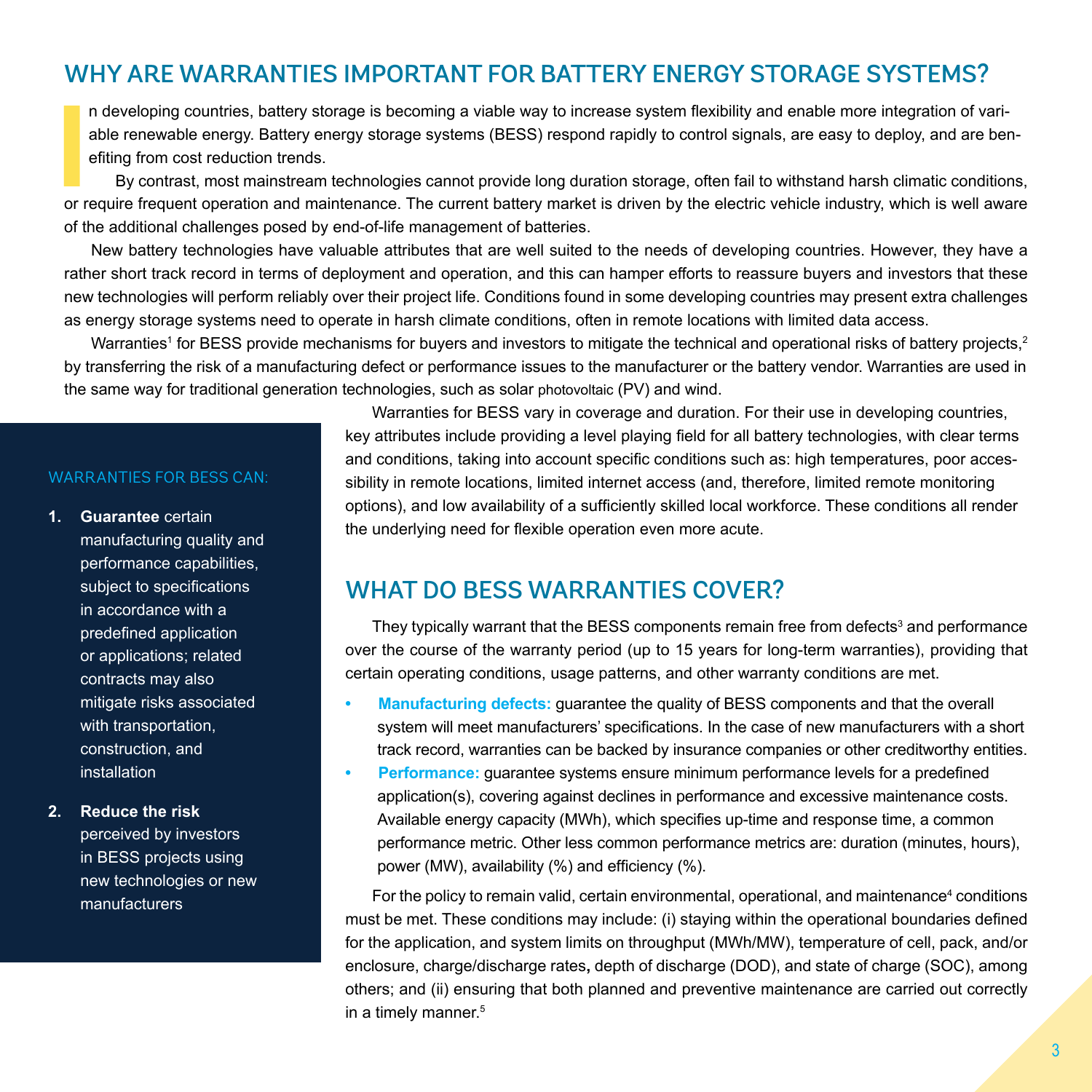## WHY ARE WARRANTIES IMPORTANT FOR BATTERY ENERGY STORAGE SYSTEMS?

In developing countries, battery storage is becoming a viable way to increase system flexibility and enable more integration of variable renewable energy. Battery energy storage systems (BESS) respond rapidly to control signals, are easy to deploy, and are benefiting from cost reduction trends.

By contrast, most mainstream technologies cannot provide long duration storage, often fail to withstand harsh climatic conditions, or require frequent operation and maintenance. The current battery market is driven by the electric vehicle industry, which is well aware of the additional challenges posed by end-of-life management of batteries.

New battery technologies have valuable attributes that are well suited to the needs of developing countries. However, they have a rather short track record in terms of deployment and operation, and this can hamper efforts to reassure buyers and investors that these new technologies will perform reliably over their project life. Conditions found in some developing countries may present extra challenges as energy storage systems need to operate in harsh climate conditions, often in remote locations with limited data access.

Warranties[1] for BESS provide mechanisms for buyers and investors to mitigate the technical and operational risks of battery projects,[2] by transferring the risk of a manufacturing defect or performance issues to the manufacturer or the battery vendor. Warranties are used in the same way for traditional generation technologies, such as solar photovoltaic (PV) and wind.

Warranties for BESS vary in coverage and duration. For their use in developing countries, key attributes include providing a level playing field for all battery technologies, with clear terms and conditions, taking into account specific conditions such as: high temperatures, poor accessibility in remote locations, limited internet access (and, therefore, limited remote monitoring options), and low availability of a sufficiently skilled local workforce. These conditions all render the underlying need for flexible operation even more acute.

WARRANTIES FOR BESS CAN:

1. **Guarantee** certain manufacturing quality and performance capabilities, subject to specifications in accordance with a predefined application or applications; related contracts may also mitigate risks associated with transportation, construction, and installation
2. **Reduce the risk** perceived by investors in BESS projects using new technologies or new manufacturers

## WHAT DO BESS WARRANTIES COVER?

They typically warrant that the BESS components remain free from defects[3] and performance over the course of the warranty period (up to 15 years for long-term warranties), providing that certain operating conditions, usage patterns, and other warranty conditions are met.

- **Manufacturing defects:** guarantee the quality of BESS components and that the overall system will meet manufacturers' specifications. In the case of new manufacturers with a short track record, warranties can be backed by insurance companies or other creditworthy entities.
- **Performance:** guarantee systems ensure minimum performance levels for a predefined application(s), covering against declines in performance and excessive maintenance costs. Available energy capacity (MWh), which specifies up-time and response time, a common performance metric. Other less common performance metrics are: duration (minutes, hours), power (MW), availability (%) and efficiency (%).

For the policy to remain valid, certain environmental, operational, and maintenance[4] conditions must be met. These conditions may include: (i) staying within the operational boundaries defined for the application, and system limits on throughput (MWh/MW), temperature of cell, pack, and/or enclosure, charge/discharge rates, depth of discharge (DOD), and state of charge (SOC), among others; and (ii) ensuring that both planned and preventive maintenance are carried out correctly in a timely manner.[5]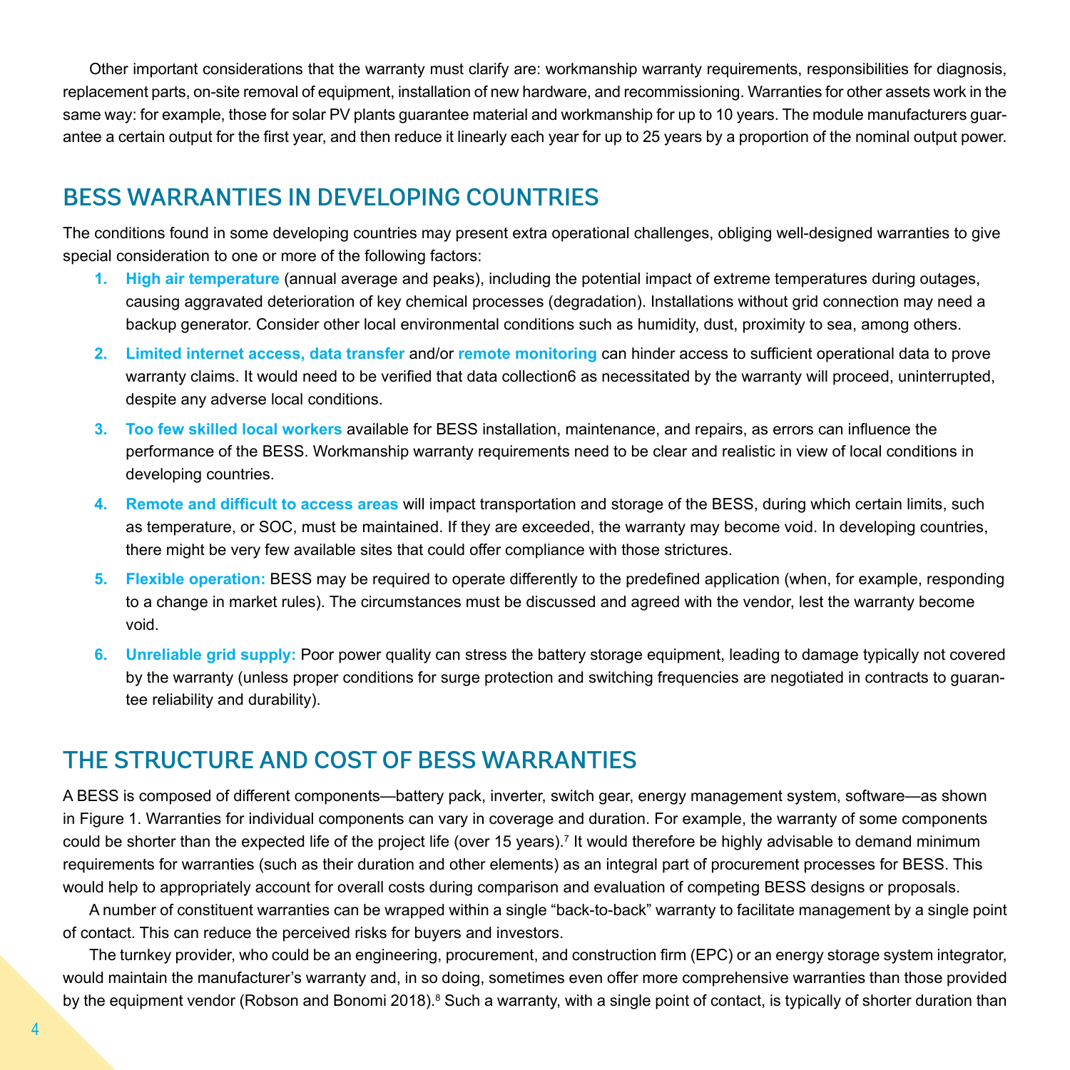Other important considerations that the warranty must clarify are: workmanship warranty requirements, responsibilities for diagnosis, replacement parts, on-site removal of equipment, installation of new hardware, and recommissioning. Warranties for other assets work in the same way: for example, those for solar PV plants guarantee material and workmanship for up to 10 years. The module manufacturers guarantee a certain output for the first year, and then reduce it linearly each year for up to 25 years by a proportion of the nominal output power.

## BESS WARRANTIES IN DEVELOPING COUNTRIES

The conditions found in some developing countries may present extra operational challenges, obliging well-designed warranties to give special consideration to one or more of the following factors:

1. **High air temperature** (annual average and peaks), including the potential impact of extreme temperatures during outages, causing aggravated deterioration of key chemical processes (degradation). Installations without grid connection may need a backup generator. Consider other local environmental conditions such as humidity, dust, proximity to sea, among others.
2. **Limited internet access, data transfer** and/or **remote monitoring** can hinder access to sufficient operational data to prove warranty claims. It would need to be verified that data collection6 as necessitated by the warranty will proceed, uninterrupted, despite any adverse local conditions.
3. **Too few skilled local workers** available for BESS installation, maintenance, and repairs, as errors can influence the performance of the BESS. Workmanship warranty requirements need to be clear and realistic in view of local conditions in developing countries.
4. **Remote and difficult to access areas** will impact transportation and storage of the BESS, during which certain limits, such as temperature, or SOC, must be maintained. If they are exceeded, the warranty may become void. In developing countries, there might be very few available sites that could offer compliance with those strictures.
5. **Flexible operation:** BESS may be required to operate differently to the predefined application (when, for example, responding to a change in market rules). The circumstances must be discussed and agreed with the vendor, lest the warranty become void.
6. **Unreliable grid supply:** Poor power quality can stress the battery storage equipment, leading to damage typically not covered by the warranty (unless proper conditions for surge protection and switching frequencies are negotiated in contracts to guarantee reliability and durability).

## THE STRUCTURE AND COST OF BESS WARRANTIES

A BESS is composed of different components—battery pack, inverter, switch gear, energy management system, software—as shown in Figure 1. Warranties for individual components can vary in coverage and duration. For example, the warranty of some components could be shorter than the expected life of the project life (over 15 years).[7] It would therefore be highly advisable to demand minimum requirements for warranties (such as their duration and other elements) as an integral part of procurement processes for BESS. This would help to appropriately account for overall costs during comparison and evaluation of competing BESS designs or proposals.

A number of constituent warranties can be wrapped within a single "back-to-back" warranty to facilitate management by a single point of contact. This can reduce the perceived risks for buyers and investors.

The turnkey provider, who could be an engineering, procurement, and construction firm (EPC) or an energy storage system integrator, would maintain the manufacturer's warranty and, in so doing, sometimes even offer more comprehensive warranties than those provided by the equipment vendor (Robson and Bonomi 2018).[8] Such a warranty, with a single point of contact, is typically of shorter duration than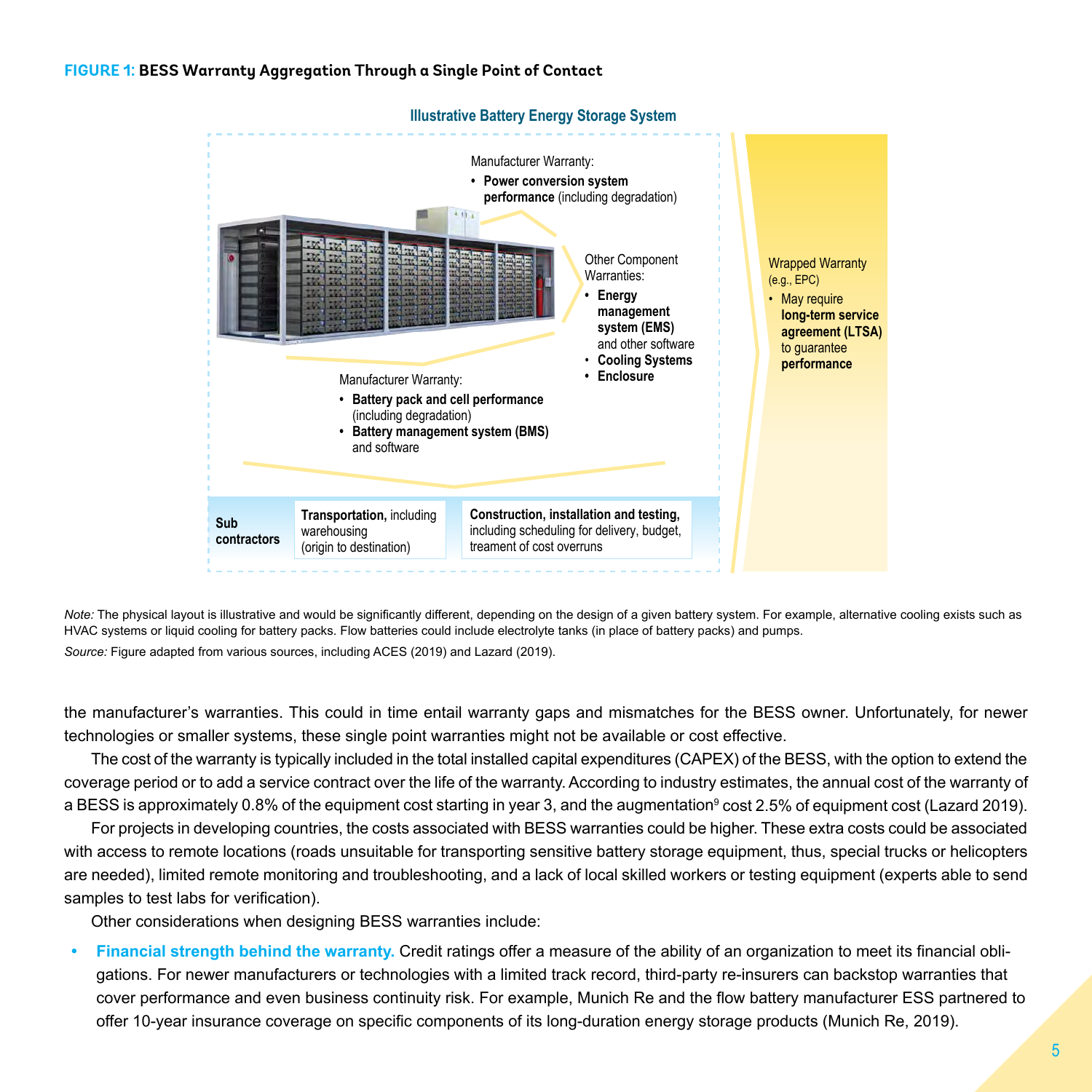**FIGURE 1: BESS Warranty Aggregation Through a Single Point of Contact**

**Illustrative Battery Energy Storage System**

Manufacturer Warranty:
- **Power conversion system performance** (including degradation)

Other Component Warranties:
- **Energy management system (EMS)** and other software
- **Cooling Systems**
- **Enclosure**

Manufacturer Warranty:
- **Battery pack and cell performance** (including degradation)
- **Battery management system (BMS)** and software

| **Sub contractors** | **Transportation,** including warehousing (origin to destination) | **Construction, installation and testing,** including scheduling for delivery, budget, treament of cost overruns |
|---|---|---|

Wrapped Warranty (e.g., EPC)
- May require **long-term service agreement (LTSA)** to guarantee **performance**

*Note:* The physical layout is illustrative and would be significantly different, depending on the design of a given battery system. For example, alternative cooling exists such as HVAC systems or liquid cooling for battery packs. Flow batteries could include electrolyte tanks (in place of battery packs) and pumps.

*Source:* Figure adapted from various sources, including ACES (2019) and Lazard (2019).

the manufacturer's warranties. This could in time entail warranty gaps and mismatches for the BESS owner. Unfortunately, for newer technologies or smaller systems, these single point warranties might not be available or cost effective.

The cost of the warranty is typically included in the total installed capital expenditures (CAPEX) of the BESS, with the option to extend the coverage period or to add a service contract over the life of the warranty. According to industry estimates, the annual cost of the warranty of a BESS is approximately 0.8% of the equipment cost starting in year 3, and the augmentation[9] cost 2.5% of equipment cost (Lazard 2019).

For projects in developing countries, the costs associated with BESS warranties could be higher. These extra costs could be associated with access to remote locations (roads unsuitable for transporting sensitive battery storage equipment, thus, special trucks or helicopters are needed), limited remote monitoring and troubleshooting, and a lack of local skilled workers or testing equipment (experts able to send samples to test labs for verification).

Other considerations when designing BESS warranties include:

- **Financial strength behind the warranty.** Credit ratings offer a measure of the ability of an organization to meet its financial obligations. For newer manufacturers or technologies with a limited track record, third-party re-insurers can backstop warranties that cover performance and even business continuity risk. For example, Munich Re and the flow battery manufacturer ESS partnered to offer 10-year insurance coverage on specific components of its long-duration energy storage products (Munich Re, 2019).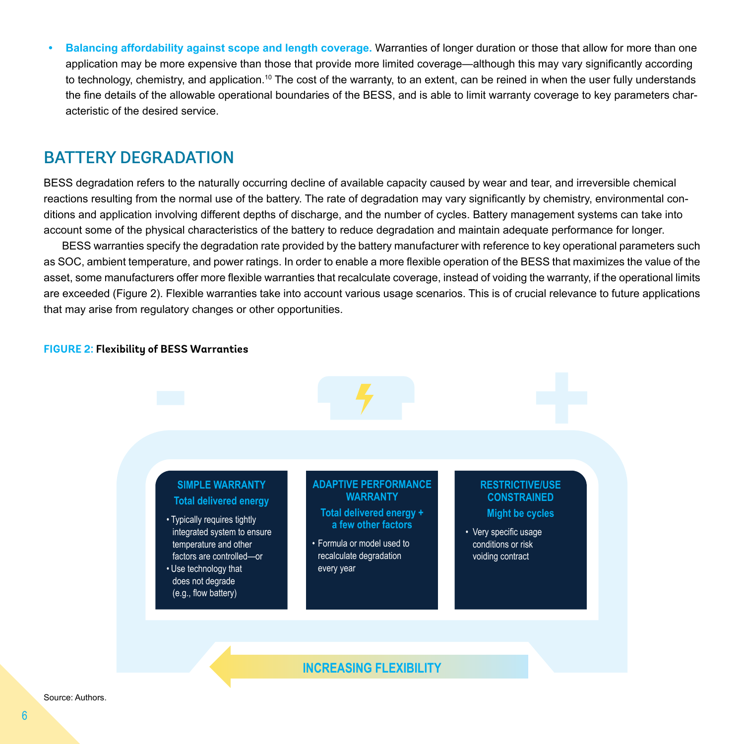- **Balancing affordability against scope and length coverage.** Warranties of longer duration or those that allow for more than one application may be more expensive than those that provide more limited coverage—although this may vary significantly according to technology, chemistry, and application.[10] The cost of the warranty, to an extent, can be reined in when the user fully understands the fine details of the allowable operational boundaries of the BESS, and is able to limit warranty coverage to key parameters characteristic of the desired service.

## BATTERY DEGRADATION

BESS degradation refers to the naturally occurring decline of available capacity caused by wear and tear, and irreversible chemical reactions resulting from the normal use of the battery. The rate of degradation may vary significantly by chemistry, environmental conditions and application involving different depths of discharge, and the number of cycles. Battery management systems can take into account some of the physical characteristics of the battery to reduce degradation and maintain adequate performance for longer.

BESS warranties specify the degradation rate provided by the battery manufacturer with reference to key operational parameters such as SOC, ambient temperature, and power ratings. In order to enable a more flexible operation of the BESS that maximizes the value of the asset, some manufacturers offer more flexible warranties that recalculate coverage, instead of voiding the warranty, if the operational limits are exceeded (Figure 2). Flexible warranties take into account various usage scenarios. This is of crucial relevance to future applications that may arise from regulatory changes or other opportunities.

**FIGURE 2: Flexibility of BESS Warranties**

**SIMPLE WARRANTY**
**Total delivered energy**
- Typically requires tightly integrated system to ensure temperature and other factors are controlled—or
- Use technology that does not degrade (e.g., flow battery)

**ADAPTIVE PERFORMANCE WARRANTY**
**Total delivered energy + a few other factors**
- Formula or model used to recalculate degradation every year

**RESTRICTIVE/USE CONSTRAINED**
**Might be cycles**
- Very specific usage conditions or risk voiding contract

← INCREASING FLEXIBILITY

Source: Authors.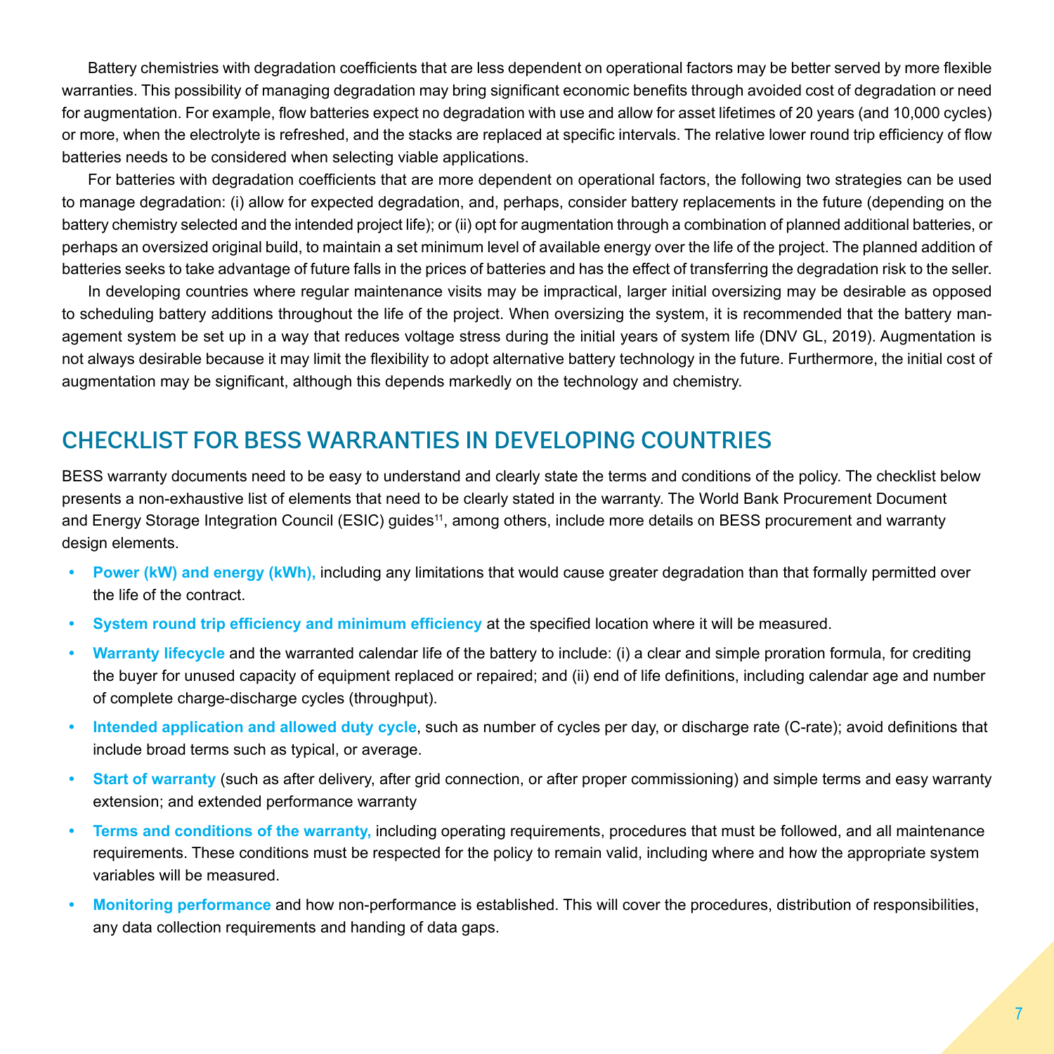Battery chemistries with degradation coefficients that are less dependent on operational factors may be better served by more flexible warranties. This possibility of managing degradation may bring significant economic benefits through avoided cost of degradation or need for augmentation. For example, flow batteries expect no degradation with use and allow for asset lifetimes of 20 years (and 10,000 cycles) or more, when the electrolyte is refreshed, and the stacks are replaced at specific intervals. The relative lower round trip efficiency of flow batteries needs to be considered when selecting viable applications.

For batteries with degradation coefficients that are more dependent on operational factors, the following two strategies can be used to manage degradation: (i) allow for expected degradation, and, perhaps, consider battery replacements in the future (depending on the battery chemistry selected and the intended project life); or (ii) opt for augmentation through a combination of planned additional batteries, or perhaps an oversized original build, to maintain a set minimum level of available energy over the life of the project. The planned addition of batteries seeks to take advantage of future falls in the prices of batteries and has the effect of transferring the degradation risk to the seller.

In developing countries where regular maintenance visits may be impractical, larger initial oversizing may be desirable as opposed to scheduling battery additions throughout the life of the project. When oversizing the system, it is recommended that the battery management system be set up in a way that reduces voltage stress during the initial years of system life (DNV GL, 2019). Augmentation is not always desirable because it may limit the flexibility to adopt alternative battery technology in the future. Furthermore, the initial cost of augmentation may be significant, although this depends markedly on the technology and chemistry.

## CHECKLIST FOR BESS WARRANTIES IN DEVELOPING COUNTRIES

BESS warranty documents need to be easy to understand and clearly state the terms and conditions of the policy. The checklist below presents a non-exhaustive list of elements that need to be clearly stated in the warranty. The World Bank Procurement Document and Energy Storage Integration Council (ESIC) guides[11], among others, include more details on BESS procurement and warranty design elements.

- **Power (kW) and energy (kWh),** including any limitations that would cause greater degradation than that formally permitted over the life of the contract.
- **System round trip efficiency and minimum efficiency** at the specified location where it will be measured.
- **Warranty lifecycle** and the warranted calendar life of the battery to include: (i) a clear and simple proration formula, for crediting the buyer for unused capacity of equipment replaced or repaired; and (ii) end of life definitions, including calendar age and number of complete charge-discharge cycles (throughput).
- **Intended application and allowed duty cycle**, such as number of cycles per day, or discharge rate (C-rate); avoid definitions that include broad terms such as typical, or average.
- **Start of warranty** (such as after delivery, after grid connection, or after proper commissioning) and simple terms and easy warranty extension; and extended performance warranty
- **Terms and conditions of the warranty,** including operating requirements, procedures that must be followed, and all maintenance requirements. These conditions must be respected for the policy to remain valid, including where and how the appropriate system variables will be measured.
- **Monitoring performance** and how non-performance is established. This will cover the procedures, distribution of responsibilities, any data collection requirements and handing of data gaps.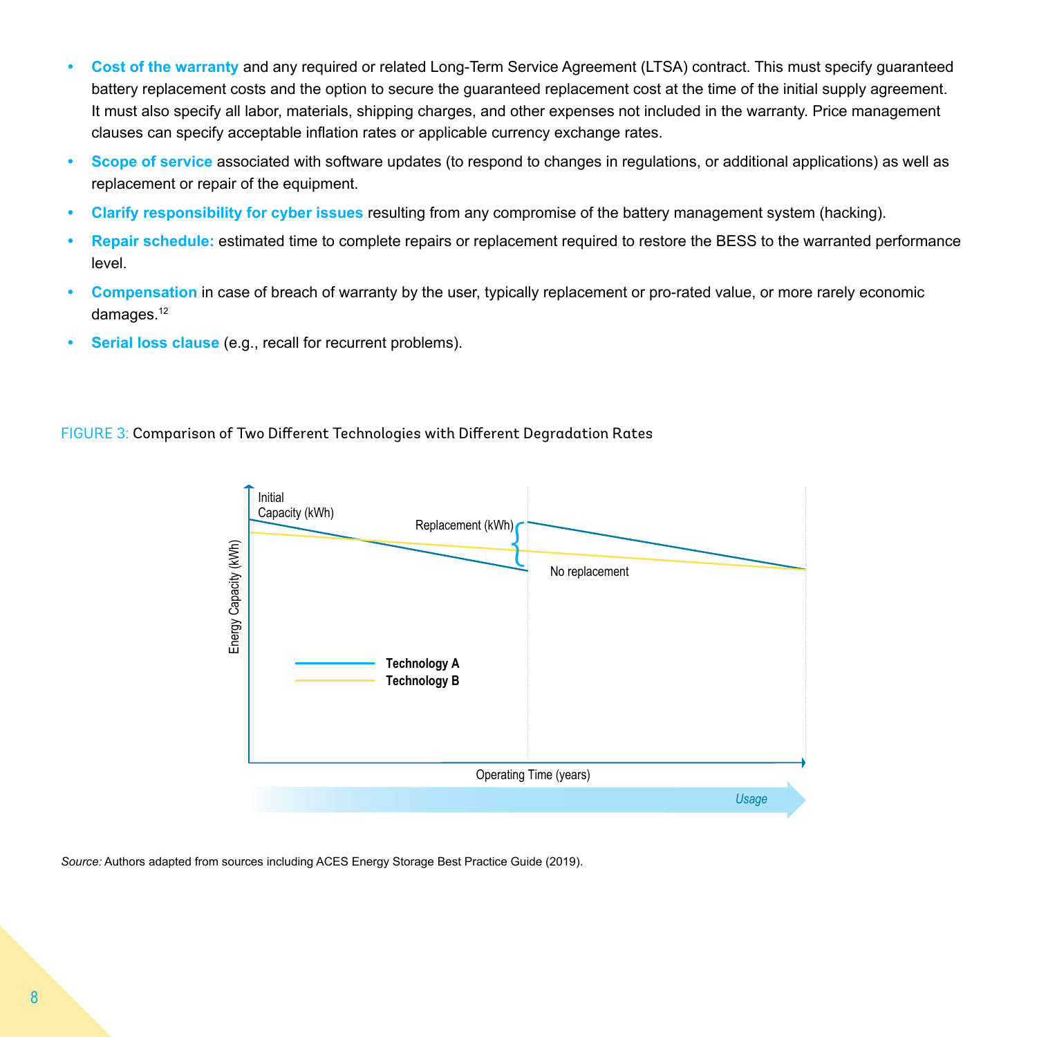- **Cost of the warranty** and any required or related Long-Term Service Agreement (LTSA) contract. This must specify guaranteed battery replacement costs and the option to secure the guaranteed replacement cost at the time of the initial supply agreement. It must also specify all labor, materials, shipping charges, and other expenses not included in the warranty. Price management clauses can specify acceptable inflation rates or applicable currency exchange rates.
- **Scope of service** associated with software updates (to respond to changes in regulations, or additional applications) as well as replacement or repair of the equipment.
- **Clarify responsibility for cyber issues** resulting from any compromise of the battery management system (hacking).
- **Repair schedule:** estimated time to complete repairs or replacement required to restore the BESS to the warranted performance level.
- **Compensation** in case of breach of warranty by the user, typically replacement or pro-rated value, or more rarely economic damages.[12]
- **Serial loss clause** (e.g., recall for recurrent problems).

FIGURE 3: Comparison of Two Different Technologies with Different Degradation Rates

Initial Capacity (kWh)

Replacement (kWh)

No replacement

Energy Capacity (kWh)

Technology A

Technology B

Operating Time (years)

Usage

*Source:* Authors adapted from sources including ACES Energy Storage Best Practice Guide (2019).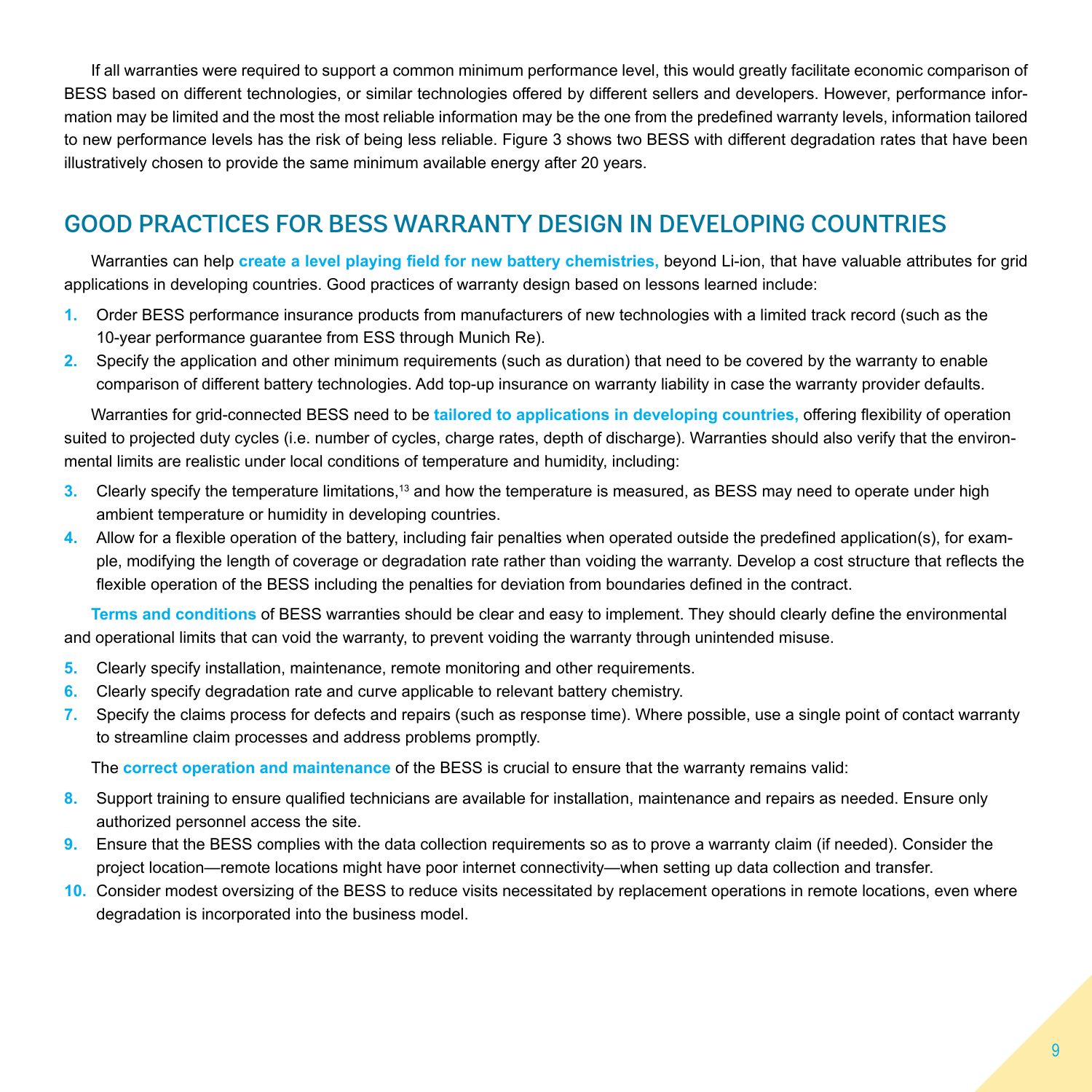If all warranties were required to support a common minimum performance level, this would greatly facilitate economic comparison of BESS based on different technologies, or similar technologies offered by different sellers and developers. However, performance information may be limited and the most the most reliable information may be the one from the predefined warranty levels, information tailored to new performance levels has the risk of being less reliable. Figure 3 shows two BESS with different degradation rates that have been illustratively chosen to provide the same minimum available energy after 20 years.

## GOOD PRACTICES FOR BESS WARRANTY DESIGN IN DEVELOPING COUNTRIES

Warranties can help **create a level playing field for new battery chemistries,** beyond Li-ion, that have valuable attributes for grid applications in developing countries. Good practices of warranty design based on lessons learned include:

1. Order BESS performance insurance products from manufacturers of new technologies with a limited track record (such as the 10-year performance guarantee from ESS through Munich Re).
2. Specify the application and other minimum requirements (such as duration) that need to be covered by the warranty to enable comparison of different battery technologies. Add top-up insurance on warranty liability in case the warranty provider defaults.

Warranties for grid-connected BESS need to be **tailored to applications in developing countries,** offering flexibility of operation suited to projected duty cycles (i.e. number of cycles, charge rates, depth of discharge). Warranties should also verify that the environmental limits are realistic under local conditions of temperature and humidity, including:

3. Clearly specify the temperature limitations,[13] and how the temperature is measured, as BESS may need to operate under high ambient temperature or humidity in developing countries.
4. Allow for a flexible operation of the battery, including fair penalties when operated outside the predefined application(s), for example, modifying the length of coverage or degradation rate rather than voiding the warranty. Develop a cost structure that reflects the flexible operation of the BESS including the penalties for deviation from boundaries defined in the contract.

**Terms and conditions** of BESS warranties should be clear and easy to implement. They should clearly define the environmental and operational limits that can void the warranty, to prevent voiding the warranty through unintended misuse.

5. Clearly specify installation, maintenance, remote monitoring and other requirements.
6. Clearly specify degradation rate and curve applicable to relevant battery chemistry.
7. Specify the claims process for defects and repairs (such as response time). Where possible, use a single point of contact warranty to streamline claim processes and address problems promptly.

The **correct operation and maintenance** of the BESS is crucial to ensure that the warranty remains valid:

8. Support training to ensure qualified technicians are available for installation, maintenance and repairs as needed. Ensure only authorized personnel access the site.
9. Ensure that the BESS complies with the data collection requirements so as to prove a warranty claim (if needed). Consider the project location—remote locations might have poor internet connectivity—when setting up data collection and transfer.
10. Consider modest oversizing of the BESS to reduce visits necessitated by replacement operations in remote locations, even where degradation is incorporated into the business model.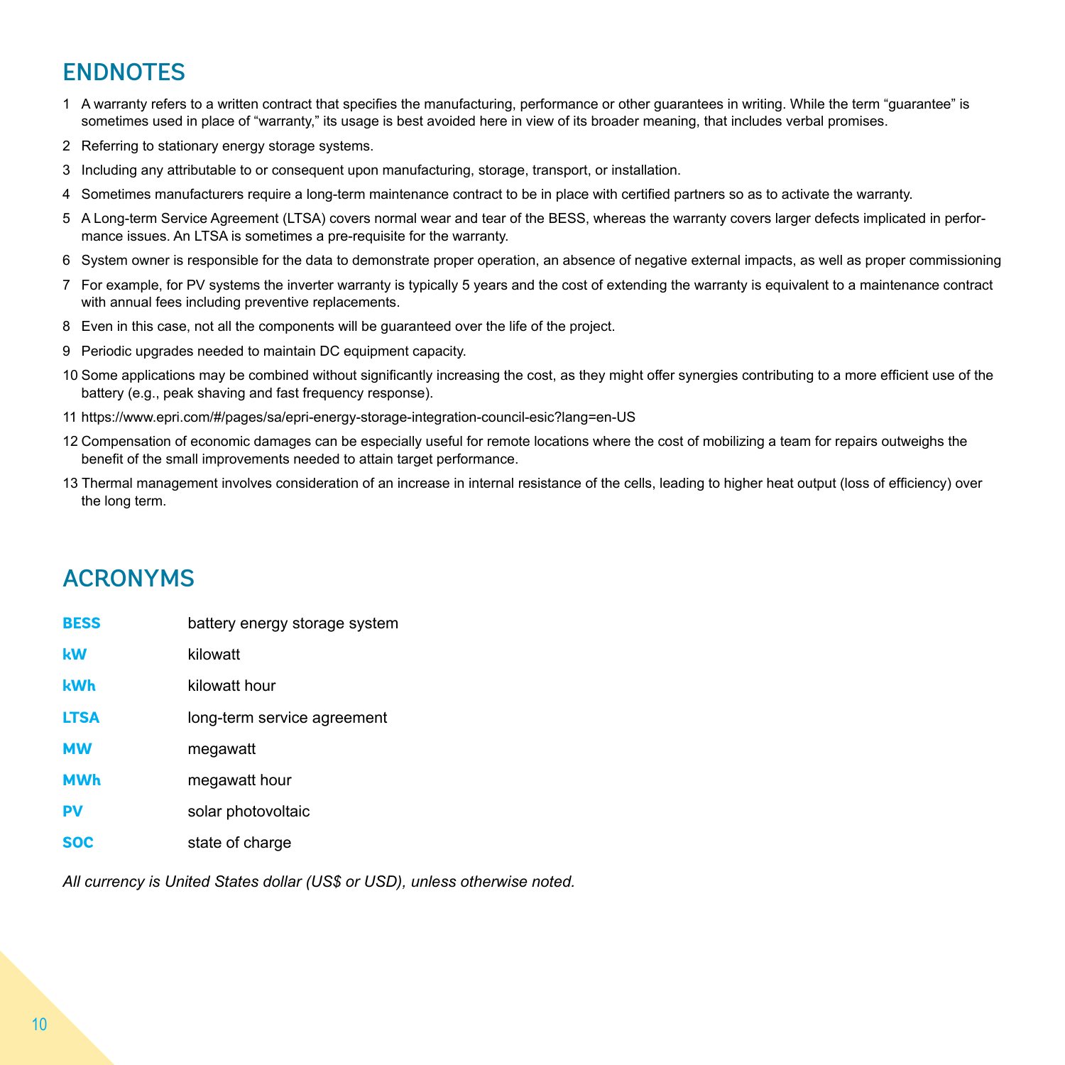## ENDNOTES

1 A warranty refers to a written contract that specifies the manufacturing, performance or other guarantees in writing. While the term "guarantee" is sometimes used in place of "warranty," its usage is best avoided here in view of its broader meaning, that includes verbal promises.

2 Referring to stationary energy storage systems.

3 Including any attributable to or consequent upon manufacturing, storage, transport, or installation.

4 Sometimes manufacturers require a long-term maintenance contract to be in place with certified partners so as to activate the warranty.

5 A Long-term Service Agreement (LTSA) covers normal wear and tear of the BESS, whereas the warranty covers larger defects implicated in performance issues. An LTSA is sometimes a pre-requisite for the warranty.

6 System owner is responsible for the data to demonstrate proper operation, an absence of negative external impacts, as well as proper commissioning

7 For example, for PV systems the inverter warranty is typically 5 years and the cost of extending the warranty is equivalent to a maintenance contract with annual fees including preventive replacements.

8 Even in this case, not all the components will be guaranteed over the life of the project.

9 Periodic upgrades needed to maintain DC equipment capacity.

10 Some applications may be combined without significantly increasing the cost, as they might offer synergies contributing to a more efficient use of the battery (e.g., peak shaving and fast frequency response).

11 https://www.epri.com/#/pages/sa/epri-energy-storage-integration-council-esic?lang=en-US

12 Compensation of economic damages can be especially useful for remote locations where the cost of mobilizing a team for repairs outweighs the benefit of the small improvements needed to attain target performance.

13 Thermal management involves consideration of an increase in internal resistance of the cells, leading to higher heat output (loss of efficiency) over the long term.

## ACRONYMS

| | |
|---|---|
| **BESS** | battery energy storage system |
| **kW** | kilowatt |
| **kWh** | kilowatt hour |
| **LTSA** | long-term service agreement |
| **MW** | megawatt |
| **MWh** | megawatt hour |
| **PV** | solar photovoltaic |
| **SOC** | state of charge |

*All currency is United States dollar (US$ or USD), unless otherwise noted.*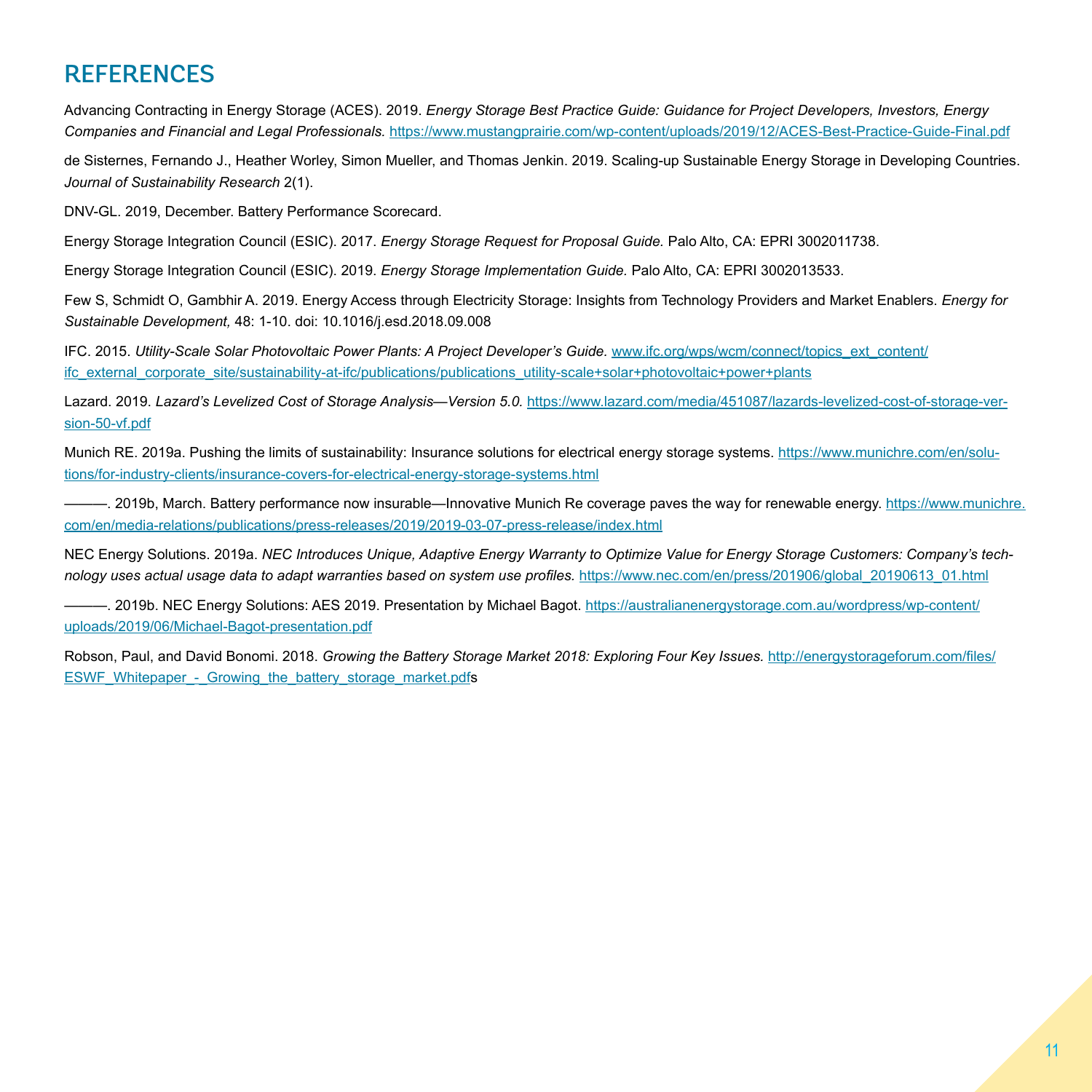## REFERENCES

Advancing Contracting in Energy Storage (ACES). 2019. *Energy Storage Best Practice Guide: Guidance for Project Developers, Investors, Energy Companies and Financial and Legal Professionals.* https://www.mustangprairie.com/wp-content/uploads/2019/12/ACES-Best-Practice-Guide-Final.pdf

de Sisternes, Fernando J., Heather Worley, Simon Mueller, and Thomas Jenkin. 2019. Scaling-up Sustainable Energy Storage in Developing Countries. *Journal of Sustainability Research* 2(1).

DNV-GL. 2019, December. Battery Performance Scorecard.

Energy Storage Integration Council (ESIC). 2017. *Energy Storage Request for Proposal Guide.* Palo Alto, CA: EPRI 3002011738.

Energy Storage Integration Council (ESIC). 2019. *Energy Storage Implementation Guide.* Palo Alto, CA: EPRI 3002013533.

Few S, Schmidt O, Gambhir A. 2019. Energy Access through Electricity Storage: Insights from Technology Providers and Market Enablers. *Energy for Sustainable Development,* 48: 1-10. doi: 10.1016/j.esd.2018.09.008

IFC. 2015. *Utility-Scale Solar Photovoltaic Power Plants: A Project Developer's Guide.* www.ifc.org/wps/wcm/connect/topics_ext_content/ifc_external_corporate_site/sustainability-at-ifc/publications/publications_utility-scale+solar+photovoltaic+power+plants

Lazard. 2019. *Lazard's Levelized Cost of Storage Analysis—Version 5.0.* https://www.lazard.com/media/451087/lazards-levelized-cost-of-storage-version-50-vf.pdf

Munich RE. 2019a. Pushing the limits of sustainability: Insurance solutions for electrical energy storage systems. https://www.munichre.com/en/solutions/for-industry-clients/insurance-covers-for-electrical-energy-storage-systems.html

———. 2019b, March. Battery performance now insurable—Innovative Munich Re coverage paves the way for renewable energy. https://www.munichre.com/en/media-relations/publications/press-releases/2019/2019-03-07-press-release/index.html

NEC Energy Solutions. 2019a. *NEC Introduces Unique, Adaptive Energy Warranty to Optimize Value for Energy Storage Customers: Company's technology uses actual usage data to adapt warranties based on system use profiles.* https://www.nec.com/en/press/201906/global_20190613_01.html

———. 2019b. NEC Energy Solutions: AES 2019. Presentation by Michael Bagot. https://australianenergystorage.com.au/wordpress/wp-content/uploads/2019/06/Michael-Bagot-presentation.pdf

Robson, Paul, and David Bonomi. 2018. *Growing the Battery Storage Market 2018: Exploring Four Key Issues.* http://energystorageforum.com/files/ESWF_Whitepaper_-_Growing_the_battery_storage_market.pdfs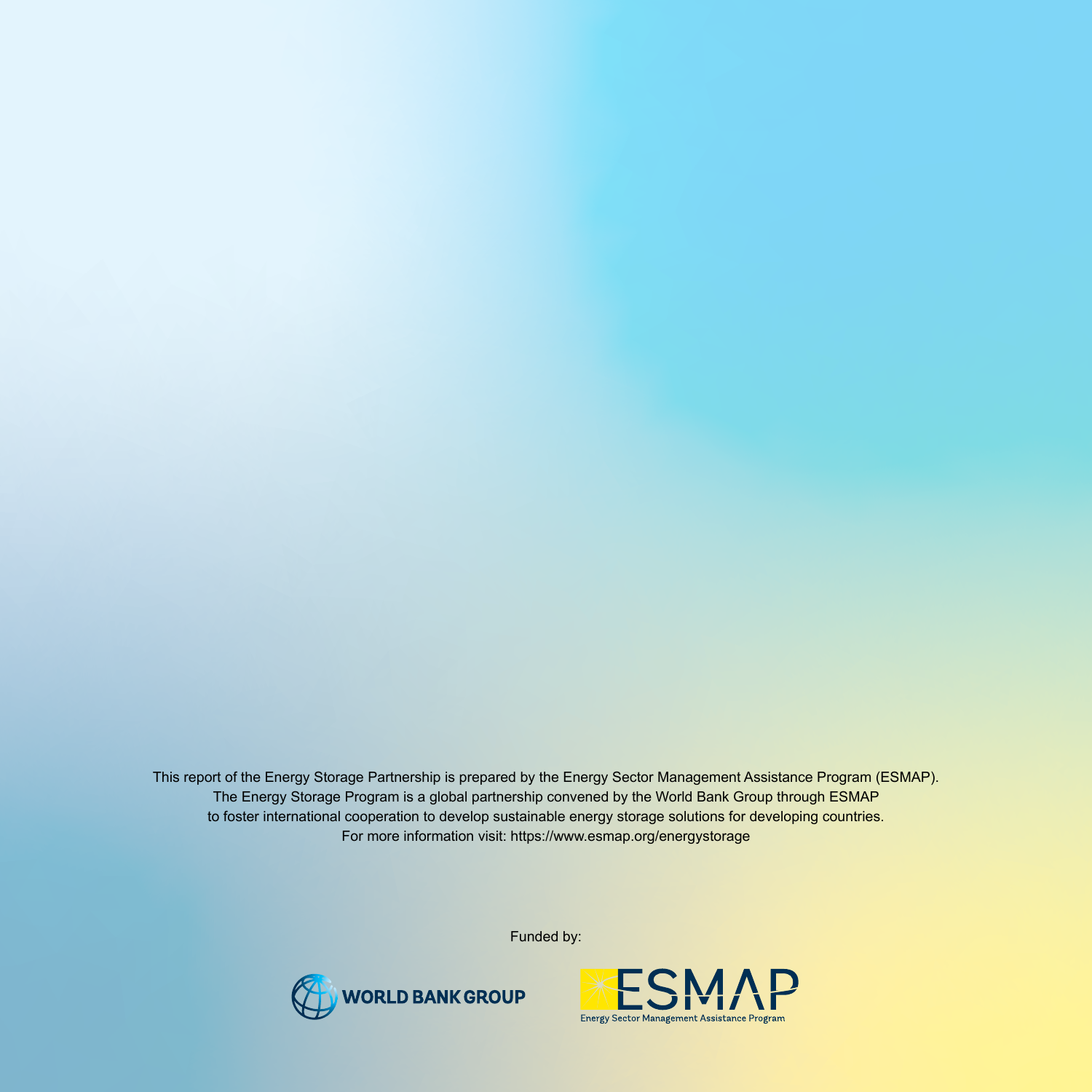This report of the Energy Storage Partnership is prepared by the Energy Sector Management Assistance Program (ESMAP). The Energy Storage Program is a global partnership convened by the World Bank Group through ESMAP to foster international cooperation to develop sustainable energy storage solutions for developing countries. For more information visit: https://www.esmap.org/energystorage

Funded by:

WORLD BANK GROUP

ESMAP

Energy Sector Management Assistance Program